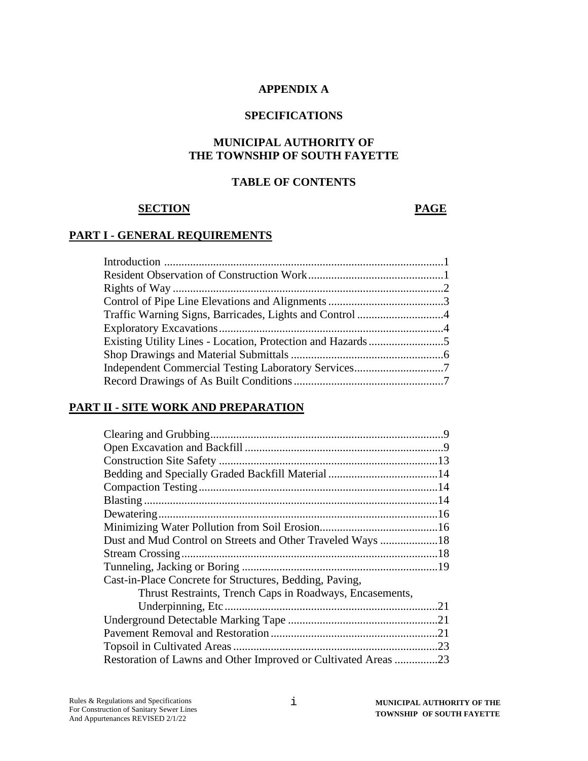# APPENDIX A

# SPECIFICATIONS

## MUNICIPAL AUTHORITY OF THE TOWNSHIP OF SOUTH FAYETTE

## TABLE OF CONTENTS

| SECTION | PAGE |
|---|---|
| **PART I - GENERAL REQUIREMENTS** | |
| Introduction | 1 |
| Resident Observation of Construction Work | 1 |
| Rights of Way | 2 |
| Control of Pipe Line Elevations and Alignments | 3 |
| Traffic Warning Signs, Barricades, Lights and Control | 4 |
| Exploratory Excavations | 4 |
| Existing Utility Lines - Location, Protection and Hazards | 5 |
| Shop Drawings and Material Submittals | 6 |
| Independent Commercial Testing Laboratory Services | 7 |
| Record Drawings of As Built Conditions | 7 |
| **PART II - SITE WORK AND PREPARATION** | |
| Clearing and Grubbing | 9 |
| Open Excavation and Backfill | 9 |
| Construction Site Safety | 13 |
| Bedding and Specially Graded Backfill Material | 14 |
| Compaction Testing | 14 |
| Blasting | 14 |
| Dewatering | 16 |
| Minimizing Water Pollution from Soil Erosion | 16 |
| Dust and Mud Control on Streets and Other Traveled Ways | 18 |
| Stream Crossing | 18 |
| Tunneling, Jacking or Boring | 19 |
| Cast-in-Place Concrete for Structures, Bedding, Paving, Thrust Restraints, Trench Caps in Roadways, Encasements, Underpinning, Etc | 21 |
| Underground Detectable Marking Tape | 21 |
| Pavement Removal and Restoration | 21 |
| Topsoil in Cultivated Areas | 23 |
| Restoration of Lawns and Other Improved or Cultivated Areas | 23 |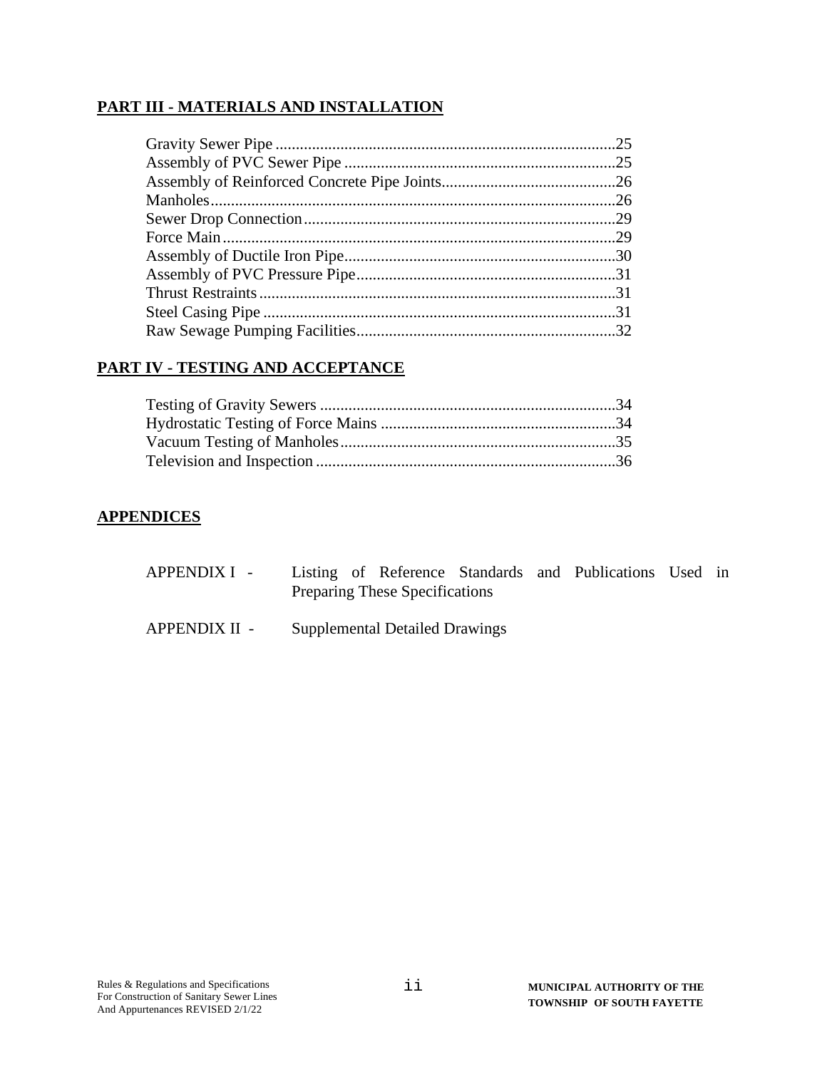## PART III - MATERIALS AND INSTALLATION

Gravity Sewer Pipe ....................................................................................25
Assembly of PVC Sewer Pipe ...................................................................25
Assembly of Reinforced Concrete Pipe Joints...........................................26
Manholes...................................................................................................26
Sewer Drop Connection............................................................................29
Force Main................................................................................................29
Assembly of Ductile Iron Pipe..................................................................30
Assembly of PVC Pressure Pipe...............................................................31
Thrust Restraints.......................................................................................31
Steel Casing Pipe ......................................................................................31
Raw Sewage Pumping Facilities...............................................................32

## PART IV - TESTING AND ACCEPTANCE

Testing of Gravity Sewers .........................................................................34
Hydrostatic Testing of Force Mains ..........................................................34
Vacuum Testing of Manholes....................................................................35
Television and Inspection .........................................................................36

## APPENDICES

APPENDIX I - Listing of Reference Standards and Publications Used in Preparing These Specifications

APPENDIX II - Supplemental Detailed Drawings